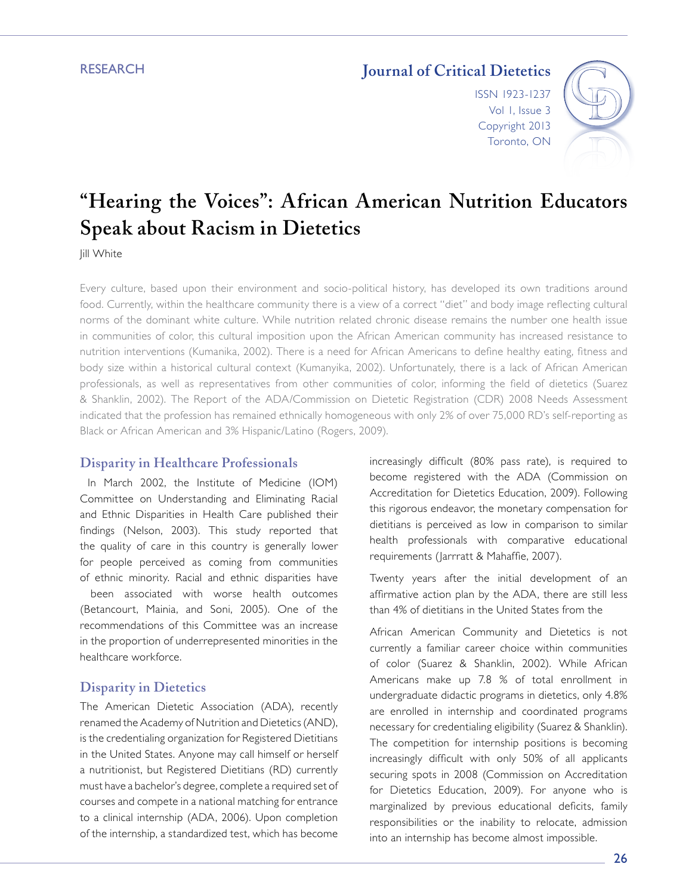RESEARCH

# "Hearing the Voices": African American Nutrition Educators Speak about Racism in Dietetics

Jill White

Every culture, based upon their environment and socio-political history, has developed its own traditions around food. Currently, within the healthcare community there is a view of a correct "diet" and body image reflecting cultural norms of the dominant white culture. While nutrition related chronic disease remains the number one health issue in communities of color, this cultural imposition upon the African American community has increased resistance to nutrition interventions (Kumanika, 2002). There is a need for African Americans to define healthy eating, fitness and body size within a historical cultural context (Kumanyika, 2002). Unfortunately, there is a lack of African American professionals, as well as representatives from other communities of color, informing the field of dietetics (Suarez & Shanklin, 2002). The Report of the ADA/Commission on Dietetic Registration (CDR) 2008 Needs Assessment indicated that the profession has remained ethnically homogeneous with only 2% of over 75,000 RD's self-reporting as Black or African American and 3% Hispanic/Latino (Rogers, 2009).

## Disparity in Healthcare Professionals

In March 2002, the Institute of Medicine (IOM) Committee on Understanding and Eliminating Racial and Ethnic Disparities in Health Care published their findings (Nelson, 2003). This study reported that the quality of care in this country is generally lower for people perceived as coming from communities of ethnic minority. Racial and ethnic disparities have been associated with worse health outcomes (Betancourt, Mainia, and Soni, 2005). One of the recommendations of this Committee was an increase in the proportion of underrepresented minorities in the healthcare workforce.

## Disparity in Dietetics

The American Dietetic Association (ADA), recently renamed the Academy of Nutrition and Dietetics (AND), is the credentialing organization for Registered Dietitians in the United States. Anyone may call himself or herself a nutritionist, but Registered Dietitians (RD) currently must have a bachelor's degree, complete a required set of courses and compete in a national matching for entrance to a clinical internship (ADA, 2006). Upon completion of the internship, a standardized test, which has become increasingly difficult (80% pass rate), is required to become registered with the ADA (Commission on Accreditation for Dietetics Education, 2009). Following this rigorous endeavor, the monetary compensation for dietitians is perceived as low in comparison to similar health professionals with comparative educational requirements (Jarrratt & Mahaffie, 2007).

Twenty years after the initial development of an affirmative action plan by the ADA, there are still less than 4% of dietitians in the United States from the

African American Community and Dietetics is not currently a familiar career choice within communities of color (Suarez & Shanklin, 2002). While African Americans make up 7.8 % of total enrollment in undergraduate didactic programs in dietetics, only 4.8% are enrolled in internship and coordinated programs necessary for credentialing eligibility (Suarez & Shanklin). The competition for internship positions is becoming increasingly difficult with only 50% of all applicants securing spots in 2008 (Commission on Accreditation for Dietetics Education, 2009). For anyone who is marginalized by previous educational deficits, family responsibilities or the inability to relocate, admission into an internship has become almost impossible.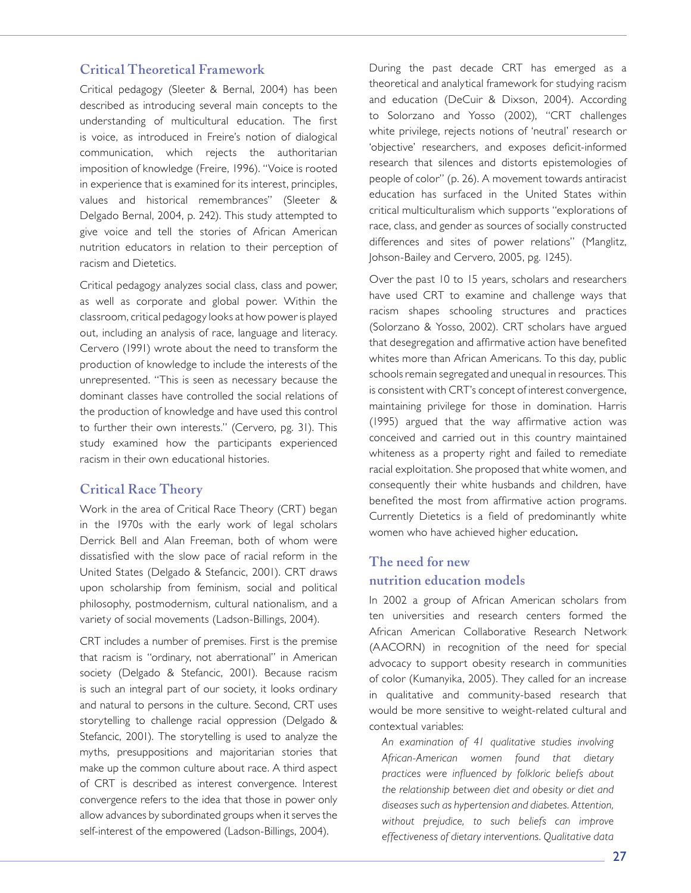## Critical Theoretical Framework

Critical pedagogy (Sleeter & Bernal, 2004) has been described as introducing several main concepts to the understanding of multicultural education. The first is voice, as introduced in Freire's notion of dialogical communication, which rejects the authoritarian imposition of knowledge (Freire, 1996). "Voice is rooted in experience that is examined for its interest, principles, values and historical remembrances" (Sleeter & Delgado Bernal, 2004, p. 242). This study attempted to give voice and tell the stories of African American nutrition educators in relation to their perception of racism and Dietetics.

Critical pedagogy analyzes social class, class and power, as well as corporate and global power. Within the classroom, critical pedagogy looks at how power is played out, including an analysis of race, language and literacy. Cervero (1991) wrote about the need to transform the production of knowledge to include the interests of the unrepresented. "This is seen as necessary because the dominant classes have controlled the social relations of the production of knowledge and have used this control to further their own interests." (Cervero, pg. 31). This study examined how the participants experienced racism in their own educational histories.

## Critical Race Theory

Work in the area of Critical Race Theory (CRT) began in the 1970s with the early work of legal scholars Derrick Bell and Alan Freeman, both of whom were dissatisfied with the slow pace of racial reform in the United States (Delgado & Stefancic, 2001). CRT draws upon scholarship from feminism, social and political philosophy, postmodernism, cultural nationalism, and a variety of social movements (Ladson-Billings, 2004).

CRT includes a number of premises. First is the premise that racism is "ordinary, not aberrational" in American society (Delgado & Stefancic, 2001). Because racism is such an integral part of our society, it looks ordinary and natural to persons in the culture. Second, CRT uses storytelling to challenge racial oppression (Delgado & Stefancic, 2001). The storytelling is used to analyze the myths, presuppositions and majoritarian stories that make up the common culture about race. A third aspect of CRT is described as interest convergence. Interest convergence refers to the idea that those in power only allow advances by subordinated groups when it serves the self-interest of the empowered (Ladson-Billings, 2004).

During the past decade CRT has emerged as a theoretical and analytical framework for studying racism and education (DeCuir & Dixson, 2004). According to Solorzano and Yosso (2002), "CRT challenges white privilege, rejects notions of 'neutral' research or 'objective' researchers, and exposes deficit-informed research that silences and distorts epistemologies of people of color" (p. 26). A movement towards antiracist education has surfaced in the United States within critical multiculturalism which supports "explorations of race, class, and gender as sources of socially constructed differences and sites of power relations" (Manglitz, Johson-Bailey and Cervero, 2005, pg. 1245).

Over the past 10 to 15 years, scholars and researchers have used CRT to examine and challenge ways that racism shapes schooling structures and practices (Solorzano & Yosso, 2002). CRT scholars have argued that desegregation and affirmative action have benefited whites more than African Americans. To this day, public schools remain segregated and unequal in resources. This is consistent with CRT's concept of interest convergence, maintaining privilege for those in domination. Harris (1995) argued that the way affirmative action was conceived and carried out in this country maintained whiteness as a property right and failed to remediate racial exploitation. She proposed that white women, and consequently their white husbands and children, have benefited the most from affirmative action programs. Currently Dietetics is a field of predominantly white women who have achieved higher education.

## The need for new nutrition education models

In 2002 a group of African American scholars from ten universities and research centers formed the African American Collaborative Research Network (AACORN) in recognition of the need for special advocacy to support obesity research in communities of color (Kumanyika, 2005). They called for an increase in qualitative and community-based research that would be more sensitive to weight-related cultural and contextual variables:

> *An examination of 41 qualitative studies involving African-American women found that dietary practices were influenced by folkloric beliefs about the relationship between diet and obesity or diet and diseases such as hypertension and diabetes. Attention, without prejudice, to such beliefs can improve effectiveness of dietary interventions. Qualitative data*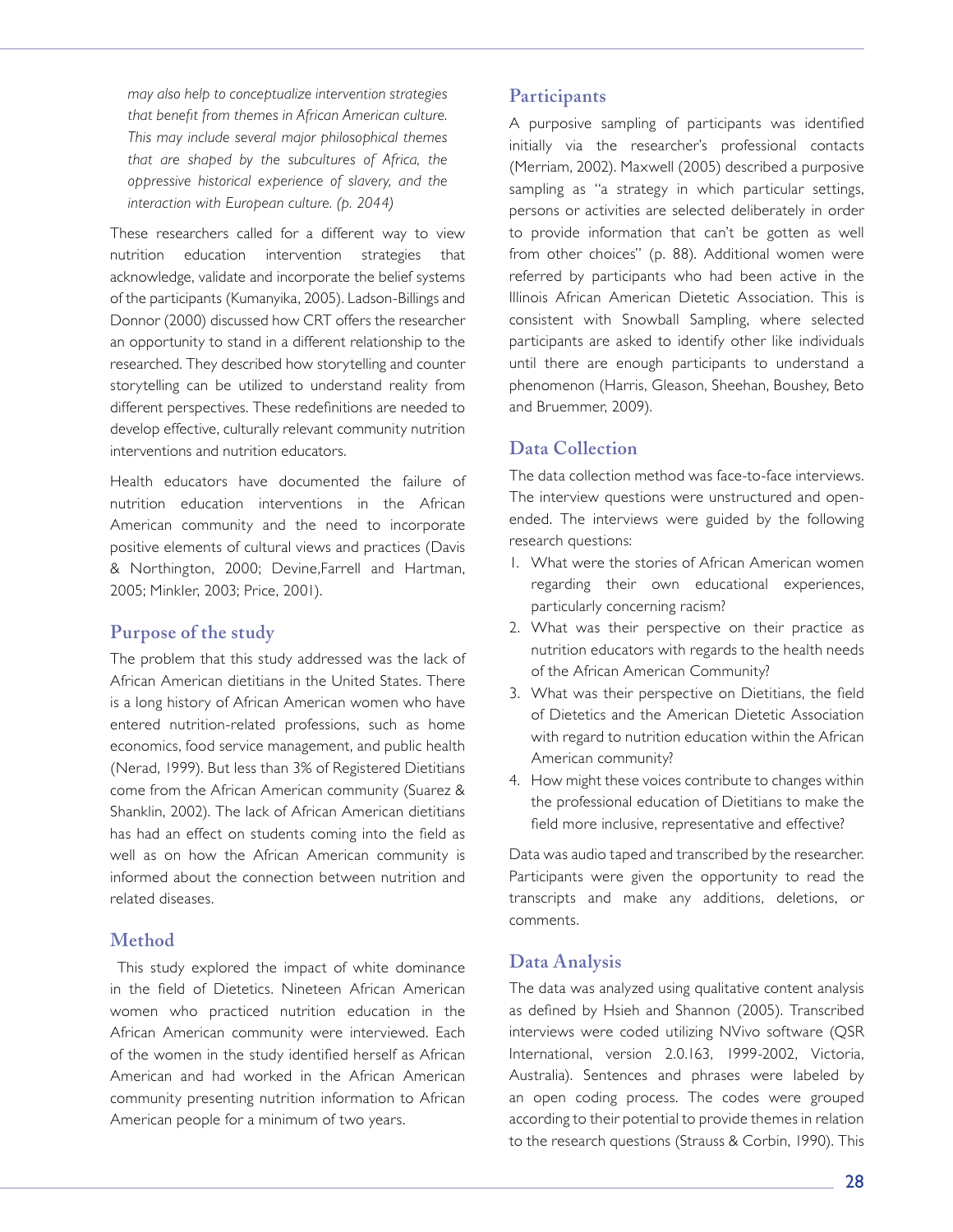*may also help to conceptualize intervention strategies that benefit from themes in African American culture. This may include several major philosophical themes that are shaped by the subcultures of Africa, the oppressive historical experience of slavery, and the interaction with European culture. (p. 2044)*

These researchers called for a different way to view nutrition education intervention strategies that acknowledge, validate and incorporate the belief systems of the participants (Kumanyika, 2005). Ladson-Billings and Donnor (2000) discussed how CRT offers the researcher an opportunity to stand in a different relationship to the researched. They described how storytelling and counter storytelling can be utilized to understand reality from different perspectives. These redefinitions are needed to develop effective, culturally relevant community nutrition interventions and nutrition educators.

Health educators have documented the failure of nutrition education interventions in the African American community and the need to incorporate positive elements of cultural views and practices (Davis & Northington, 2000; Devine,Farrell and Hartman, 2005; Minkler, 2003; Price, 2001).

## Purpose of the study

The problem that this study addressed was the lack of African American dietitians in the United States. There is a long history of African American women who have entered nutrition-related professions, such as home economics, food service management, and public health (Nerad, 1999). But less than 3% of Registered Dietitians come from the African American community (Suarez & Shanklin, 2002). The lack of African American dietitians has had an effect on students coming into the field as well as on how the African American community is informed about the connection between nutrition and related diseases.

## Method

This study explored the impact of white dominance in the field of Dietetics. Nineteen African American women who practiced nutrition education in the African American community were interviewed. Each of the women in the study identified herself as African American and had worked in the African American community presenting nutrition information to African American people for a minimum of two years.

## Participants

A purposive sampling of participants was identified initially via the researcher's professional contacts (Merriam, 2002). Maxwell (2005) described a purposive sampling as "a strategy in which particular settings, persons or activities are selected deliberately in order to provide information that can't be gotten as well from other choices" (p. 88). Additional women were referred by participants who had been active in the Illinois African American Dietetic Association. This is consistent with Snowball Sampling, where selected participants are asked to identify other like individuals until there are enough participants to understand a phenomenon (Harris, Gleason, Sheehan, Boushey, Beto and Bruemmer, 2009).

## Data Collection

The data collection method was face-to-face interviews. The interview questions were unstructured and open-ended. The interviews were guided by the following research questions:

1. What were the stories of African American women regarding their own educational experiences, particularly concerning racism?
2. What was their perspective on their practice as nutrition educators with regards to the health needs of the African American Community?
3. What was their perspective on Dietitians, the field of Dietetics and the American Dietetic Association with regard to nutrition education within the African American community?
4. How might these voices contribute to changes within the professional education of Dietitians to make the field more inclusive, representative and effective?

Data was audio taped and transcribed by the researcher. Participants were given the opportunity to read the transcripts and make any additions, deletions, or comments.

## Data Analysis

The data was analyzed using qualitative content analysis as defined by Hsieh and Shannon (2005). Transcribed interviews were coded utilizing NVivo software (QSR International, version 2.0.163, 1999-2002, Victoria, Australia). Sentences and phrases were labeled by an open coding process. The codes were grouped according to their potential to provide themes in relation to the research questions (Strauss & Corbin, 1990). This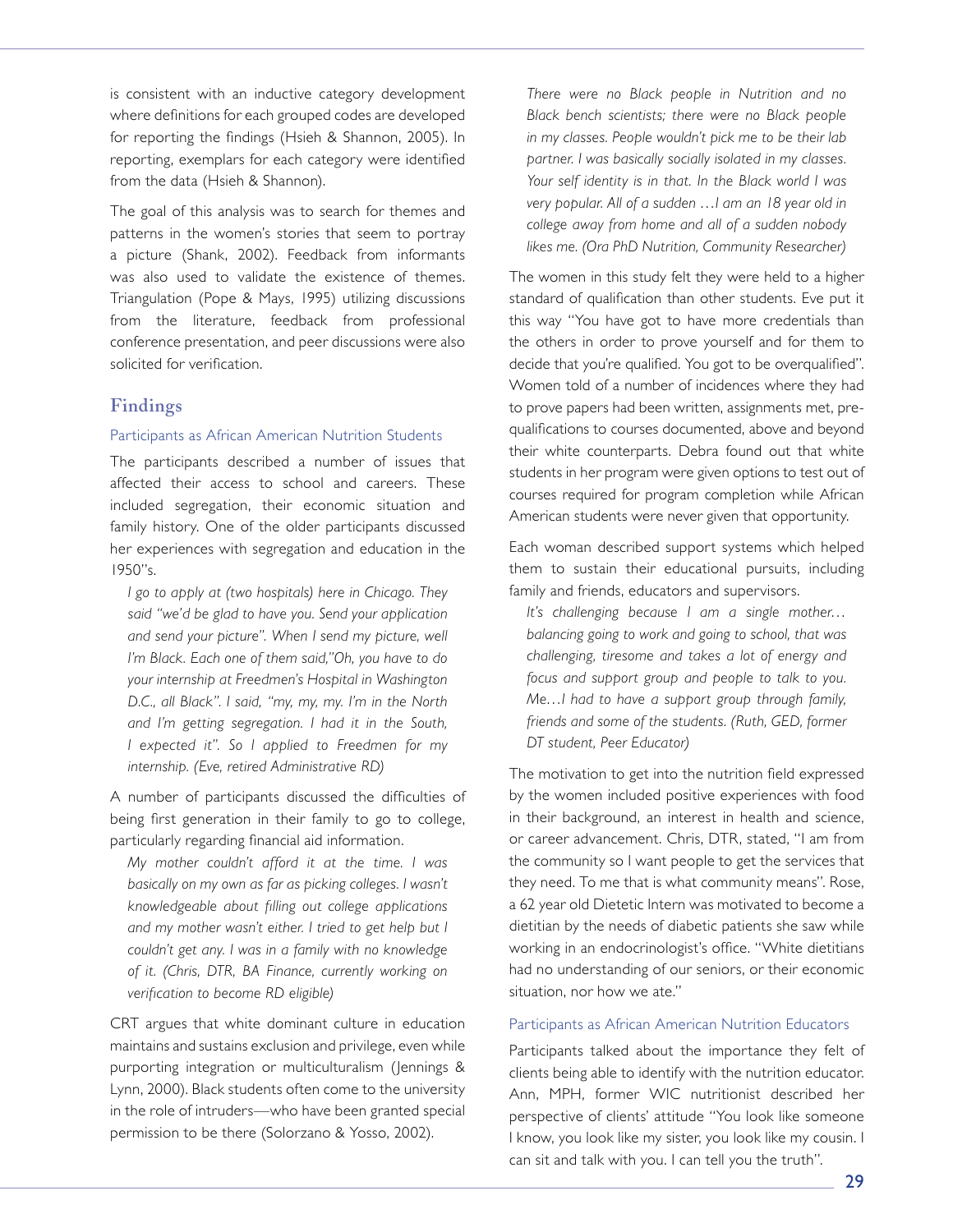is consistent with an inductive category development where definitions for each grouped codes are developed for reporting the findings (Hsieh & Shannon, 2005). In reporting, exemplars for each category were identified from the data (Hsieh & Shannon).

The goal of this analysis was to search for themes and patterns in the women's stories that seem to portray a picture (Shank, 2002). Feedback from informants was also used to validate the existence of themes. Triangulation (Pope & Mays, 1995) utilizing discussions from the literature, feedback from professional conference presentation, and peer discussions were also solicited for verification.

## Findings

### Participants as African American Nutrition Students

The participants described a number of issues that affected their access to school and careers. These included segregation, their economic situation and family history. One of the older participants discussed her experiences with segregation and education in the 1950"s.

> *I go to apply at (two hospitals) here in Chicago. They said "we'd be glad to have you. Send your application and send your picture". When I send my picture, well I'm Black. Each one of them said,"Oh, you have to do your internship at Freedmen's Hospital in Washington D.C., all Black". I said, "my, my, my. I'm in the North and I'm getting segregation. I had it in the South, I expected it". So I applied to Freedmen for my internship. (Eve, retired Administrative RD)*

A number of participants discussed the difficulties of being first generation in their family to go to college, particularly regarding financial aid information.

> *My mother couldn't afford it at the time. I was basically on my own as far as picking colleges. I wasn't knowledgeable about filling out college applications and my mother wasn't either. I tried to get help but I couldn't get any. I was in a family with no knowledge of it. (Chris, DTR, BA Finance, currently working on verification to become RD eligible)*

CRT argues that white dominant culture in education maintains and sustains exclusion and privilege, even while purporting integration or multiculturalism (Jennings & Lynn, 2000). Black students often come to the university in the role of intruders—who have been granted special permission to be there (Solorzano & Yosso, 2002).

> *There were no Black people in Nutrition and no Black bench scientists; there were no Black people in my classes. People wouldn't pick me to be their lab partner. I was basically socially isolated in my classes. Your self identity is in that. In the Black world I was very popular. All of a sudden …I am an 18 year old in college away from home and all of a sudden nobody likes me. (Ora PhD Nutrition, Community Researcher)*

The women in this study felt they were held to a higher standard of qualification than other students. Eve put it this way "You have got to have more credentials than the others in order to prove yourself and for them to decide that you're qualified. You got to be overqualified". Women told of a number of incidences where they had to prove papers had been written, assignments met, pre-qualifications to courses documented, above and beyond their white counterparts. Debra found out that white students in her program were given options to test out of courses required for program completion while African American students were never given that opportunity.

Each woman described support systems which helped them to sustain their educational pursuits, including family and friends, educators and supervisors.

> *It's challenging because I am a single mother… balancing going to work and going to school, that was challenging, tiresome and takes a lot of energy and focus and support group and people to talk to you. Me…I had to have a support group through family, friends and some of the students. (Ruth, GED, former DT student, Peer Educator)*

The motivation to get into the nutrition field expressed by the women included positive experiences with food in their background, an interest in health and science, or career advancement. Chris, DTR, stated, "I am from the community so I want people to get the services that they need. To me that is what community means". Rose, a 62 year old Dietetic Intern was motivated to become a dietitian by the needs of diabetic patients she saw while working in an endocrinologist's office. "White dietitians had no understanding of our seniors, or their economic situation, nor how we ate."

### Participants as African American Nutrition Educators

Participants talked about the importance they felt of clients being able to identify with the nutrition educator. Ann, MPH, former WIC nutritionist described her perspective of clients' attitude "You look like someone I know, you look like my sister, you look like my cousin. I can sit and talk with you. I can tell you the truth".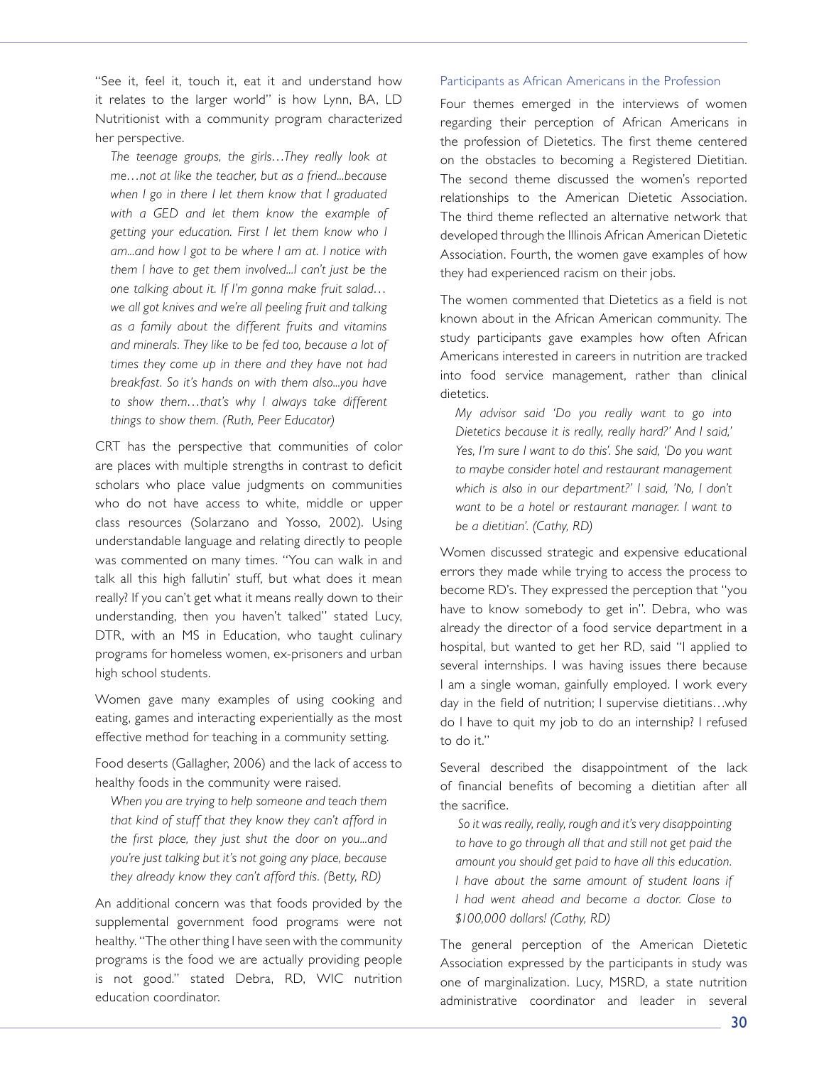"See it, feel it, touch it, eat it and understand how it relates to the larger world" is how Lynn, BA, LD Nutritionist with a community program characterized her perspective.

> *The teenage groups, the girls…They really look at me…not at like the teacher, but as a friend...because when I go in there I let them know that I graduated with a GED and let them know the example of getting your education. First I let them know who I am...and how I got to be where I am at. I notice with them I have to get them involved...I can't just be the one talking about it. If I'm gonna make fruit salad… we all got knives and we're all peeling fruit and talking as a family about the different fruits and vitamins and minerals. They like to be fed too, because a lot of times they come up in there and they have not had breakfast. So it's hands on with them also...you have to show them…that's why I always take different things to show them. (Ruth, Peer Educator)*

CRT has the perspective that communities of color are places with multiple strengths in contrast to deficit scholars who place value judgments on communities who do not have access to white, middle or upper class resources (Solarzano and Yosso, 2002). Using understandable language and relating directly to people was commented on many times. "You can walk in and talk all this high fallutin' stuff, but what does it mean really? If you can't get what it means really down to their understanding, then you haven't talked" stated Lucy, DTR, with an MS in Education, who taught culinary programs for homeless women, ex-prisoners and urban high school students.

Women gave many examples of using cooking and eating, games and interacting experientially as the most effective method for teaching in a community setting.

Food deserts (Gallagher, 2006) and the lack of access to healthy foods in the community were raised.

> *When you are trying to help someone and teach them that kind of stuff that they know they can't afford in the first place, they just shut the door on you...and you're just talking but it's not going any place, because they already know they can't afford this. (Betty, RD)*

An additional concern was that foods provided by the supplemental government food programs were not healthy. "The other thing I have seen with the community programs is the food we are actually providing people is not good." stated Debra, RD, WIC nutrition education coordinator.

### Participants as African Americans in the Profession

Four themes emerged in the interviews of women regarding their perception of African Americans in the profession of Dietetics. The first theme centered on the obstacles to becoming a Registered Dietitian. The second theme discussed the women's reported relationships to the American Dietetic Association. The third theme reflected an alternative network that developed through the Illinois African American Dietetic Association. Fourth, the women gave examples of how they had experienced racism on their jobs.

The women commented that Dietetics as a field is not known about in the African American community. The study participants gave examples how often African Americans interested in careers in nutrition are tracked into food service management, rather than clinical dietetics.

> *My advisor said 'Do you really want to go into Dietetics because it is really, really hard?' And I said,' Yes, I'm sure I want to do this'. She said, 'Do you want to maybe consider hotel and restaurant management which is also in our department?' I said, 'No, I don't want to be a hotel or restaurant manager. I want to be a dietitian'. (Cathy, RD)*

Women discussed strategic and expensive educational errors they made while trying to access the process to become RD's. They expressed the perception that "you have to know somebody to get in". Debra, who was already the director of a food service department in a hospital, but wanted to get her RD, said "I applied to several internships. I was having issues there because I am a single woman, gainfully employed. I work every day in the field of nutrition; I supervise dietitians…why do I have to quit my job to do an internship? I refused to do it."

Several described the disappointment of the lack of financial benefits of becoming a dietitian after all the sacrifice.

> *So it was really, really, rough and it's very disappointing to have to go through all that and still not get paid the amount you should get paid to have all this education. I have about the same amount of student loans if I had went ahead and become a doctor. Close to $100,000 dollars! (Cathy, RD)*

The general perception of the American Dietetic Association expressed by the participants in study was one of marginalization. Lucy, MSRD, a state nutrition administrative coordinator and leader in several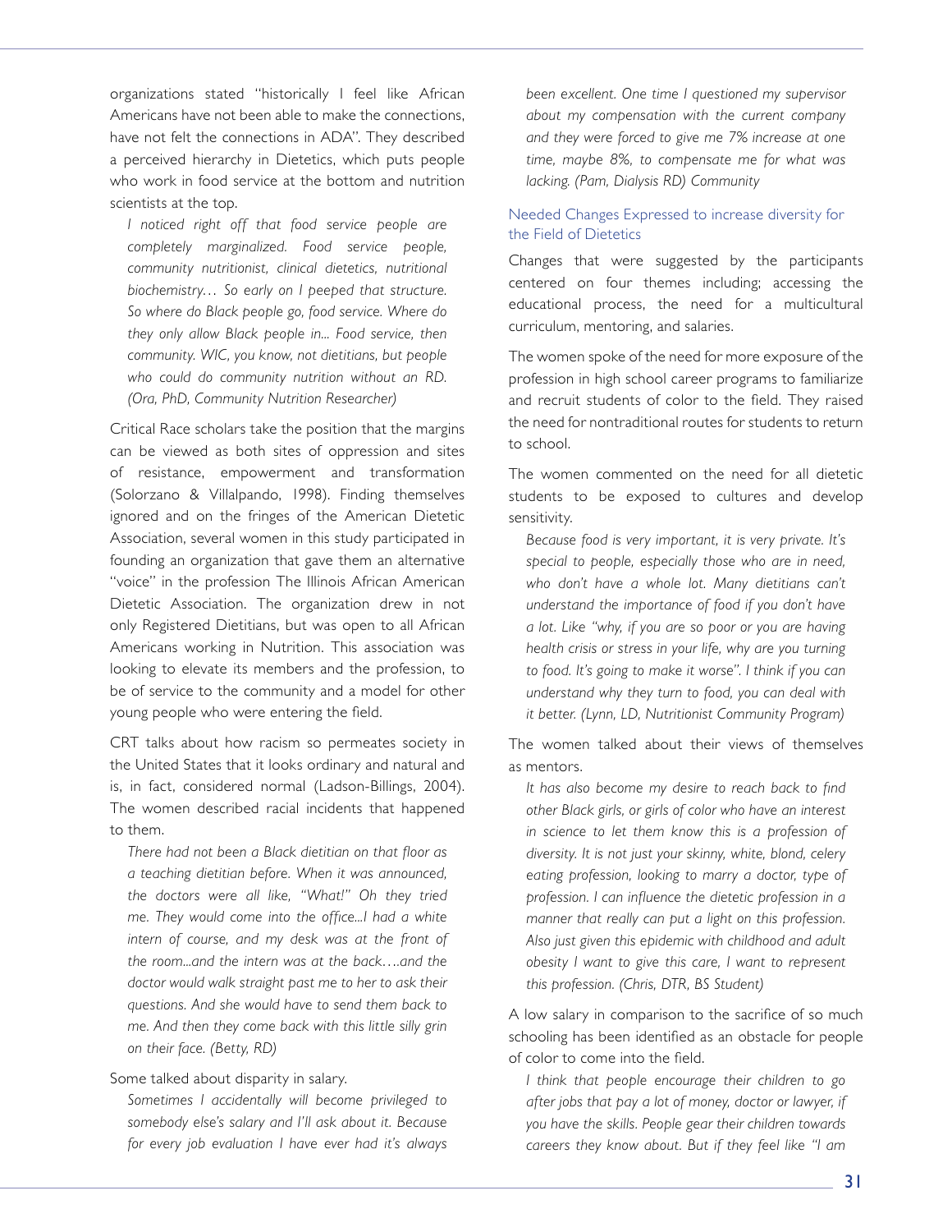organizations stated "historically I feel like African Americans have not been able to make the connections, have not felt the connections in ADA". They described a perceived hierarchy in Dietetics, which puts people who work in food service at the bottom and nutrition scientists at the top.

> *I noticed right off that food service people are completely marginalized. Food service people, community nutritionist, clinical dietetics, nutritional biochemistry… So early on I peeped that structure. So where do Black people go, food service. Where do they only allow Black people in... Food service, then community. WIC, you know, not dietitians, but people who could do community nutrition without an RD. (Ora, PhD, Community Nutrition Researcher)*

Critical Race scholars take the position that the margins can be viewed as both sites of oppression and sites of resistance, empowerment and transformation (Solorzano & Villalpando, 1998). Finding themselves ignored and on the fringes of the American Dietetic Association, several women in this study participated in founding an organization that gave them an alternative "voice" in the profession The Illinois African American Dietetic Association. The organization drew in not only Registered Dietitians, but was open to all African Americans working in Nutrition. This association was looking to elevate its members and the profession, to be of service to the community and a model for other young people who were entering the field.

CRT talks about how racism so permeates society in the United States that it looks ordinary and natural and is, in fact, considered normal (Ladson-Billings, 2004). The women described racial incidents that happened to them.

> *There had not been a Black dietitian on that floor as a teaching dietitian before. When it was announced, the doctors were all like, "What!" Oh they tried me. They would come into the office...I had a white intern of course, and my desk was at the front of the room...and the intern was at the back….and the doctor would walk straight past me to her to ask their questions. And she would have to send them back to me. And then they come back with this little silly grin on their face. (Betty, RD)*

Some talked about disparity in salary.

> *Sometimes I accidentally will become privileged to somebody else's salary and I'll ask about it. Because for every job evaluation I have ever had it's always been excellent. One time I questioned my supervisor about my compensation with the current company and they were forced to give me 7% increase at one time, maybe 8%, to compensate me for what was lacking. (Pam, Dialysis RD) Community*

### Needed Changes Expressed to increase diversity for the Field of Dietetics

Changes that were suggested by the participants centered on four themes including; accessing the educational process, the need for a multicultural curriculum, mentoring, and salaries.

The women spoke of the need for more exposure of the profession in high school career programs to familiarize and recruit students of color to the field. They raised the need for nontraditional routes for students to return to school.

The women commented on the need for all dietetic students to be exposed to cultures and develop sensitivity.

> *Because food is very important, it is very private. It's special to people, especially those who are in need, who don't have a whole lot. Many dietitians can't understand the importance of food if you don't have a lot. Like "why, if you are so poor or you are having health crisis or stress in your life, why are you turning to food. It's going to make it worse". I think if you can understand why they turn to food, you can deal with it better. (Lynn, LD, Nutritionist Community Program)*

The women talked about their views of themselves as mentors.

> *It has also become my desire to reach back to find other Black girls, or girls of color who have an interest in science to let them know this is a profession of diversity. It is not just your skinny, white, blond, celery eating profession, looking to marry a doctor, type of profession. I can influence the dietetic profession in a manner that really can put a light on this profession. Also just given this epidemic with childhood and adult obesity I want to give this care, I want to represent this profession. (Chris, DTR, BS Student)*

A low salary in comparison to the sacrifice of so much schooling has been identified as an obstacle for people of color to come into the field.

> *I think that people encourage their children to go after jobs that pay a lot of money, doctor or lawyer, if you have the skills. People gear their children towards careers they know about. But if they feel like "I am*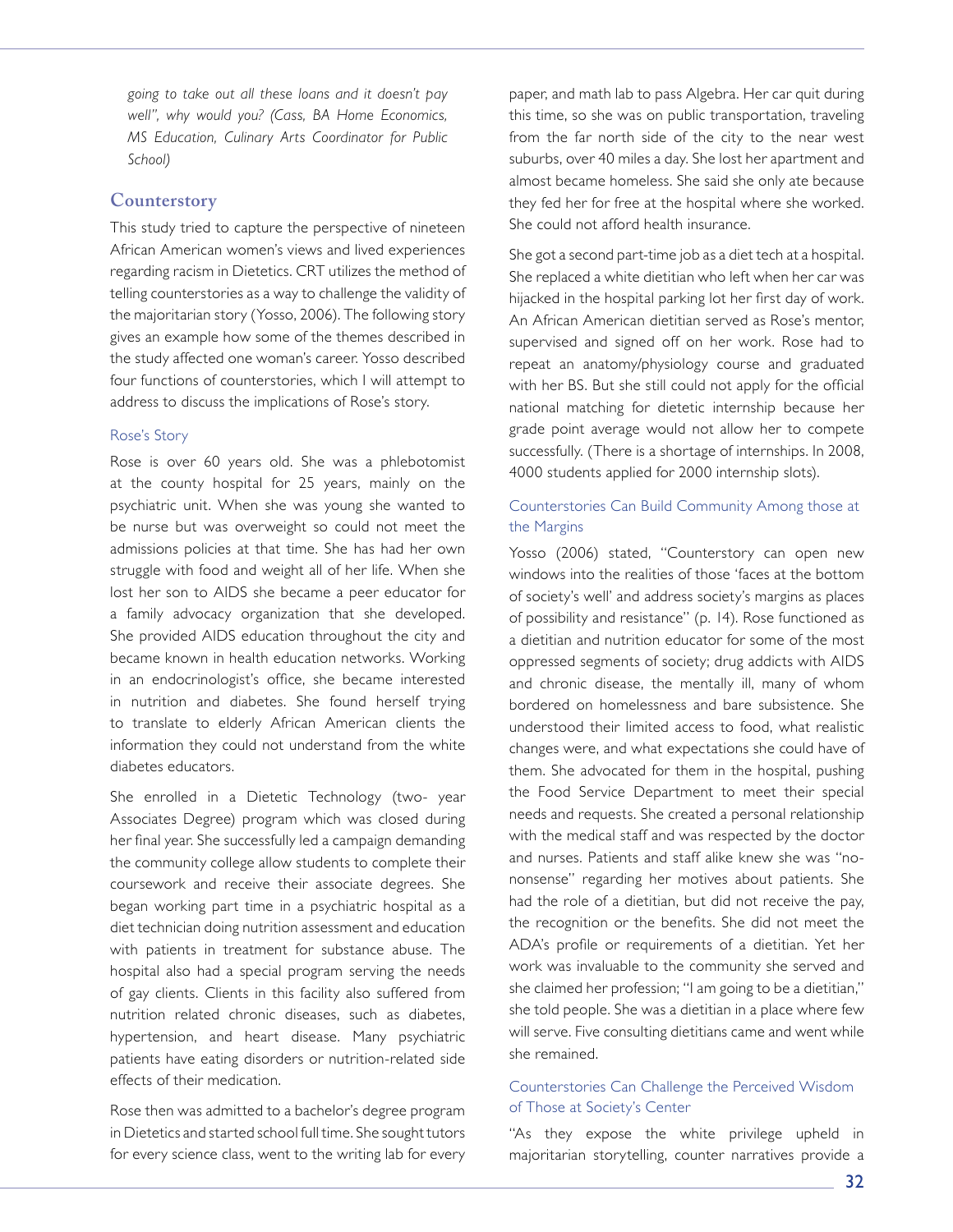*going to take out all these loans and it doesn't pay well", why would you? (Cass, BA Home Economics, MS Education, Culinary Arts Coordinator for Public School)*

## Counterstory

This study tried to capture the perspective of nineteen African American women's views and lived experiences regarding racism in Dietetics. CRT utilizes the method of telling counterstories as a way to challenge the validity of the majoritarian story (Yosso, 2006). The following story gives an example how some of the themes described in the study affected one woman's career. Yosso described four functions of counterstories, which I will attempt to address to discuss the implications of Rose's story.

### Rose's Story

Rose is over 60 years old. She was a phlebotomist at the county hospital for 25 years, mainly on the psychiatric unit. When she was young she wanted to be nurse but was overweight so could not meet the admissions policies at that time. She has had her own struggle with food and weight all of her life. When she lost her son to AIDS she became a peer educator for a family advocacy organization that she developed. She provided AIDS education throughout the city and became known in health education networks. Working in an endocrinologist's office, she became interested in nutrition and diabetes. She found herself trying to translate to elderly African American clients the information they could not understand from the white diabetes educators.

She enrolled in a Dietetic Technology (two- year Associates Degree) program which was closed during her final year. She successfully led a campaign demanding the community college allow students to complete their coursework and receive their associate degrees. She began working part time in a psychiatric hospital as a diet technician doing nutrition assessment and education with patients in treatment for substance abuse. The hospital also had a special program serving the needs of gay clients. Clients in this facility also suffered from nutrition related chronic diseases, such as diabetes, hypertension, and heart disease. Many psychiatric patients have eating disorders or nutrition-related side effects of their medication.

Rose then was admitted to a bachelor's degree program in Dietetics and started school full time. She sought tutors for every science class, went to the writing lab for every paper, and math lab to pass Algebra. Her car quit during this time, so she was on public transportation, traveling from the far north side of the city to the near west suburbs, over 40 miles a day. She lost her apartment and almost became homeless. She said she only ate because they fed her for free at the hospital where she worked. She could not afford health insurance.

She got a second part-time job as a diet tech at a hospital. She replaced a white dietitian who left when her car was hijacked in the hospital parking lot her first day of work. An African American dietitian served as Rose's mentor, supervised and signed off on her work. Rose had to repeat an anatomy/physiology course and graduated with her BS. But she still could not apply for the official national matching for dietetic internship because her grade point average would not allow her to compete successfully. (There is a shortage of internships. In 2008, 4000 students applied for 2000 internship slots).

### Counterstories Can Build Community Among those at the Margins

Yosso (2006) stated, "Counterstory can open new windows into the realities of those 'faces at the bottom of society's well' and address society's margins as places of possibility and resistance" (p. 14). Rose functioned as a dietitian and nutrition educator for some of the most oppressed segments of society; drug addicts with AIDS and chronic disease, the mentally ill, many of whom bordered on homelessness and bare subsistence. She understood their limited access to food, what realistic changes were, and what expectations she could have of them. She advocated for them in the hospital, pushing the Food Service Department to meet their special needs and requests. She created a personal relationship with the medical staff and was respected by the doctor and nurses. Patients and staff alike knew she was "no-nonsense" regarding her motives about patients. She had the role of a dietitian, but did not receive the pay, the recognition or the benefits. She did not meet the ADA's profile or requirements of a dietitian. Yet her work was invaluable to the community she served and she claimed her profession; "I am going to be a dietitian," she told people. She was a dietitian in a place where few will serve. Five consulting dietitians came and went while she remained.

### Counterstories Can Challenge the Perceived Wisdom of Those at Society's Center

"As they expose the white privilege upheld in majoritarian storytelling, counter narratives provide a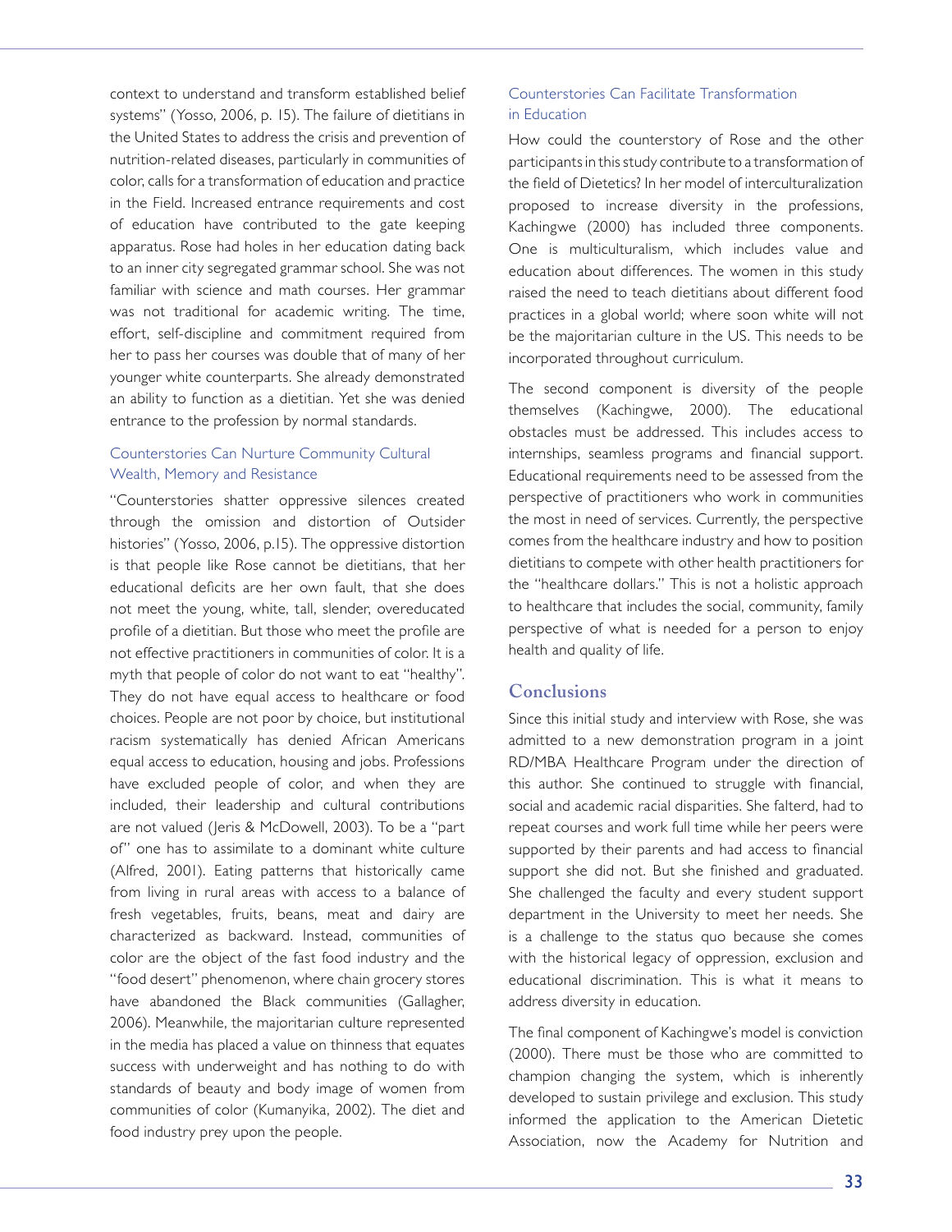context to understand and transform established belief systems" (Yosso, 2006, p. 15). The failure of dietitians in the United States to address the crisis and prevention of nutrition-related diseases, particularly in communities of color, calls for a transformation of education and practice in the Field. Increased entrance requirements and cost of education have contributed to the gate keeping apparatus. Rose had holes in her education dating back to an inner city segregated grammar school. She was not familiar with science and math courses. Her grammar was not traditional for academic writing. The time, effort, self-discipline and commitment required from her to pass her courses was double that of many of her younger white counterparts. She already demonstrated an ability to function as a dietitian. Yet she was denied entrance to the profession by normal standards.

### Counterstories Can Nurture Community Cultural Wealth, Memory and Resistance

"Counterstories shatter oppressive silences created through the omission and distortion of Outsider histories" (Yosso, 2006, p.15). The oppressive distortion is that people like Rose cannot be dietitians, that her educational deficits are her own fault, that she does not meet the young, white, tall, slender, overeducated profile of a dietitian. But those who meet the profile are not effective practitioners in communities of color. It is a myth that people of color do not want to eat "healthy". They do not have equal access to healthcare or food choices. People are not poor by choice, but institutional racism systematically has denied African Americans equal access to education, housing and jobs. Professions have excluded people of color, and when they are included, their leadership and cultural contributions are not valued (Jeris & McDowell, 2003). To be a "part of" one has to assimilate to a dominant white culture (Alfred, 2001). Eating patterns that historically came from living in rural areas with access to a balance of fresh vegetables, fruits, beans, meat and dairy are characterized as backward. Instead, communities of color are the object of the fast food industry and the "food desert" phenomenon, where chain grocery stores have abandoned the Black communities (Gallagher, 2006). Meanwhile, the majoritarian culture represented in the media has placed a value on thinness that equates success with underweight and has nothing to do with standards of beauty and body image of women from communities of color (Kumanyika, 2002). The diet and food industry prey upon the people.

### Counterstories Can Facilitate Transformation in Education

How could the counterstory of Rose and the other participants in this study contribute to a transformation of the field of Dietetics? In her model of interculturalization proposed to increase diversity in the professions, Kachingwe (2000) has included three components. One is multiculturalism, which includes value and education about differences. The women in this study raised the need to teach dietitians about different food practices in a global world; where soon white will not be the majoritarian culture in the US. This needs to be incorporated throughout curriculum.

The second component is diversity of the people themselves (Kachingwe, 2000). The educational obstacles must be addressed. This includes access to internships, seamless programs and financial support. Educational requirements need to be assessed from the perspective of practitioners who work in communities the most in need of services. Currently, the perspective comes from the healthcare industry and how to position dietitians to compete with other health practitioners for the "healthcare dollars." This is not a holistic approach to healthcare that includes the social, community, family perspective of what is needed for a person to enjoy health and quality of life.

## Conclusions

Since this initial study and interview with Rose, she was admitted to a new demonstration program in a joint RD/MBA Healthcare Program under the direction of this author. She continued to struggle with financial, social and academic racial disparities. She falterd, had to repeat courses and work full time while her peers were supported by their parents and had access to financial support she did not. But she finished and graduated. She challenged the faculty and every student support department in the University to meet her needs. She is a challenge to the status quo because she comes with the historical legacy of oppression, exclusion and educational discrimination. This is what it means to address diversity in education.

The final component of Kachingwe's model is conviction (2000). There must be those who are committed to champion changing the system, which is inherently developed to sustain privilege and exclusion. This study informed the application to the American Dietetic Association, now the Academy for Nutrition and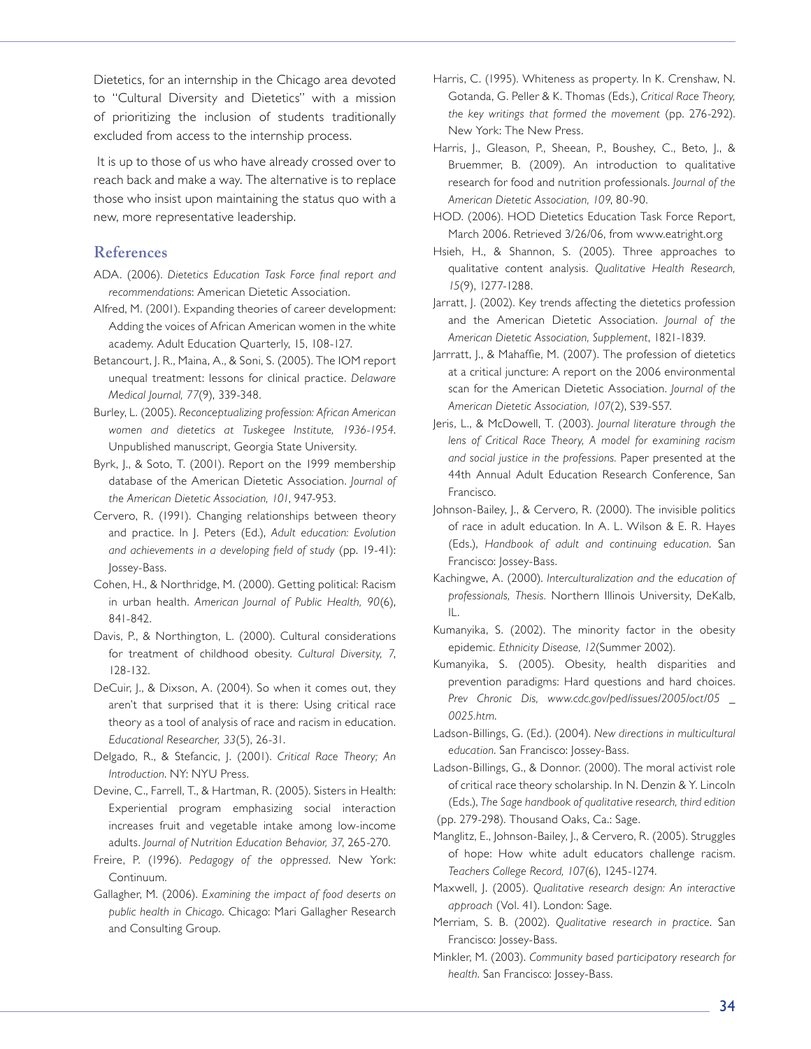Dietetics, for an internship in the Chicago area devoted to "Cultural Diversity and Dietetics" with a mission of prioritizing the inclusion of students traditionally excluded from access to the internship process.

It is up to those of us who have already crossed over to reach back and make a way. The alternative is to replace those who insist upon maintaining the status quo with a new, more representative leadership.

## References

ADA. (2006). *Dietetics Education Task Force final report and recommendations*: American Dietetic Association.

Alfred, M. (2001). Expanding theories of career development: Adding the voices of African American women in the white academy. Adult Education Quarterly, 15, 108-127.

Betancourt, J. R., Maina, A., & Soni, S. (2005). The IOM report unequal treatment: lessons for clinical practice. *Delaware Medical Journal, 77*(9), 339-348.

Burley, L. (2005). *Reconceptualizing profession: African American women and dietetics at Tuskegee Institute, 1936-1954*. Unpublished manuscript, Georgia State University.

Byrk, J., & Soto, T. (2001). Report on the 1999 membership database of the American Dietetic Association. *Journal of the American Dietetic Association, 101*, 947-953.

Cervero, R. (1991). Changing relationships between theory and practice. In J. Peters (Ed.), *Adult education: Evolution and achievements in a developing field of study* (pp. 19-41): Jossey-Bass.

Cohen, H., & Northridge, M. (2000). Getting political: Racism in urban health. *American Journal of Public Health, 90*(6), 841-842.

Davis, P., & Northington, L. (2000). Cultural considerations for treatment of childhood obesity. *Cultural Diversity, 7*, 128-132.

DeCuir, J., & Dixson, A. (2004). So when it comes out, they aren't that surprised that it is there: Using critical race theory as a tool of analysis of race and racism in education. *Educational Researcher, 33*(5), 26-31.

Delgado, R., & Stefancic, J. (2001). *Critical Race Theory; An Introduction*. NY: NYU Press.

Devine, C., Farrell, T., & Hartman, R. (2005). Sisters in Health: Experiential program emphasizing social interaction increases fruit and vegetable intake among low-income adults. *Journal of Nutrition Education Behavior, 37*, 265-270.

Freire, P. (1996). *Pedagogy of the oppressed*. New York: Continuum.

Gallagher, M. (2006). *Examining the impact of food deserts on public health in Chicago*. Chicago: Mari Gallagher Research and Consulting Group.

Harris, C. (1995). Whiteness as property. In K. Crenshaw, N. Gotanda, G. Peller & K. Thomas (Eds.), *Critical Race Theory, the key writings that formed the movement* (pp. 276-292). New York: The New Press.

Harris, J., Gleason, P., Sheean, P., Boushey, C., Beto, J., & Bruemmer, B. (2009). An introduction to qualitative research for food and nutrition professionals. *Journal of the American Dietetic Association, 109*, 80-90.

HOD. (2006). HOD Dietetics Education Task Force Report, March 2006. Retrieved 3/26/06, from www.eatright.org

Hsieh, H., & Shannon, S. (2005). Three approaches to qualitative content analysis. *Qualitative Health Research, 15*(9), 1277-1288.

Jarratt, J. (2002). Key trends affecting the dietetics profession and the American Dietetic Association. *Journal of the American Dietetic Association, Supplement*, 1821-1839.

Jarrratt, J., & Mahaffie, M. (2007). The profession of dietetics at a critical juncture: A report on the 2006 environmental scan for the American Dietetic Association. *Journal of the American Dietetic Association, 107*(2), S39-S57.

Jeris, L., & McDowell, T. (2003). *Journal literature through the lens of Critical Race Theory, A model for examining racism and social justice in the professions.* Paper presented at the 44th Annual Adult Education Research Conference, San Francisco.

Johnson-Bailey, J., & Cervero, R. (2000). The invisible politics of race in adult education. In A. L. Wilson & E. R. Hayes (Eds.), *Handbook of adult and continuing education.* San Francisco: Jossey-Bass.

Kachingwe, A. (2000). *Interculturalization and the education of professionals, Thesis.* Northern Illinois University, DeKalb, IL.

Kumanyika, S. (2002). The minority factor in the obesity epidemic. *Ethnicity Disease, 12*(Summer 2002).

Kumanyika, S. (2005). Obesity, health disparities and prevention paradigms: Hard questions and hard choices. *Prev Chronic Dis, www.cdc.gov/ped/issues/2005/oct/05 _ 0025.htm.*

Ladson-Billings, G. (Ed.). (2004). *New directions in multicultural education.* San Francisco: Jossey-Bass.

Ladson-Billings, G., & Donnor. (2000). The moral activist role of critical race theory scholarship. In N. Denzin & Y. Lincoln (Eds.), *The Sage handbook of qualitative research, third edition* (pp. 279-298). Thousand Oaks, Ca.: Sage.

Manglitz, E., Johnson-Bailey, J., & Cervero, R. (2005). Struggles of hope: How white adult educators challenge racism. *Teachers College Record, 107*(6), 1245-1274.

Maxwell, J. (2005). *Qualitative research design: An interactive approach* (Vol. 41). London: Sage.

Merriam, S. B. (2002). *Qualitative research in practice*. San Francisco: Jossey-Bass.

Minkler, M. (2003). *Community based participatory research for health.* San Francisco: Jossey-Bass.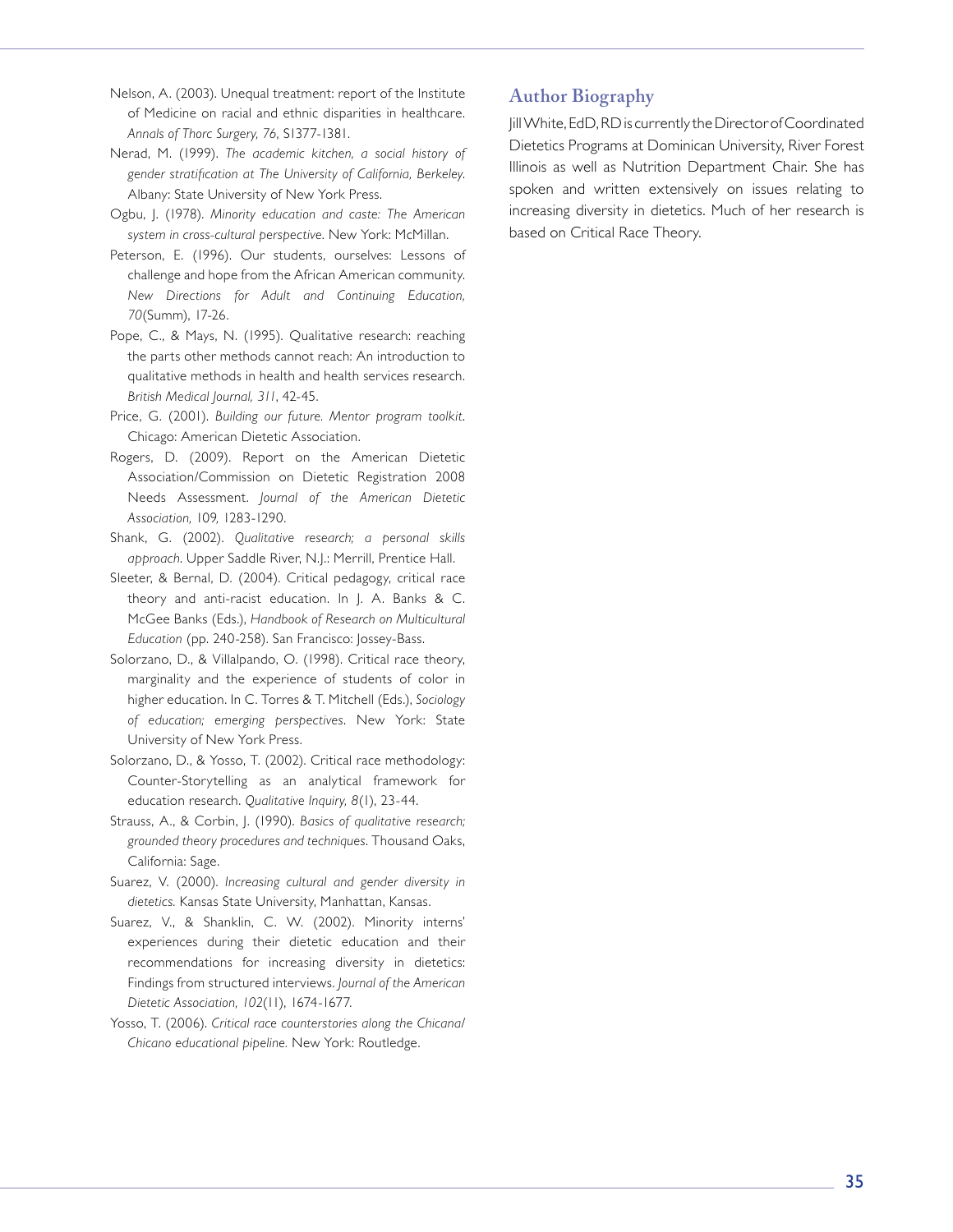Nelson, A. (2003). Unequal treatment: report of the Institute of Medicine on racial and ethnic disparities in healthcare. *Annals of Thorc Surgery, 76*, S1377-1381.

Nerad, M. (1999). *The academic kitchen, a social history of gender stratification at The University of California, Berkeley.* Albany: State University of New York Press.

Ogbu, J. (1978). *Minority education and caste: The American system in cross-cultural perspective.* New York: McMillan.

Peterson, E. (1996). Our students, ourselves: Lessons of challenge and hope from the African American community. *New Directions for Adult and Continuing Education, 70*(Summ), 17-26.

Pope, C., & Mays, N. (1995). Qualitative research: reaching the parts other methods cannot reach: An introduction to qualitative methods in health and health services research. *British Medical Journal, 311*, 42-45.

Price, G. (2001). *Building our future. Mentor program toolkit.* Chicago: American Dietetic Association.

Rogers, D. (2009). Report on the American Dietetic Association/Commission on Dietetic Registration 2008 Needs Assessment. *Journal of the American Dietetic Association, 109,* 1283-1290.

Shank, G. (2002). *Qualitative research; a personal skills approach*. Upper Saddle River, N.J.: Merrill, Prentice Hall.

Sleeter, & Bernal, D. (2004). Critical pedagogy, critical race theory and anti-racist education. In J. A. Banks & C. McGee Banks (Eds.), *Handbook of Research on Multicultural Education* (pp. 240-258). San Francisco: Jossey-Bass.

Solorzano, D., & Villalpando, O. (1998). Critical race theory, marginality and the experience of students of color in higher education. In C. Torres & T. Mitchell (Eds.), *Sociology of education; emerging perspectives.* New York: State University of New York Press.

Solorzano, D., & Yosso, T. (2002). Critical race methodology: Counter-Storytelling as an analytical framework for education research. *Qualitative Inquiry, 8*(1), 23-44.

Strauss, A., & Corbin, J. (1990). *Basics of qualitative research; grounded theory procedures and techniques.* Thousand Oaks, California: Sage.

Suarez, V. (2000). *Increasing cultural and gender diversity in dietetics.* Kansas State University, Manhattan, Kansas.

Suarez, V., & Shanklin, C. W. (2002). Minority interns' experiences during their dietetic education and their recommendations for increasing diversity in dietetics: Findings from structured interviews. *Journal of the American Dietetic Association, 102*(11), 1674-1677.

Yosso, T. (2006). *Critical race counterstories along the Chicana/Chicano educational pipeline.* New York: Routledge.

## Author Biography

Jill White, EdD, RD is currently the Director of Coordinated Dietetics Programs at Dominican University, River Forest Illinois as well as Nutrition Department Chair. She has spoken and written extensively on issues relating to increasing diversity in dietetics. Much of her research is based on Critical Race Theory.